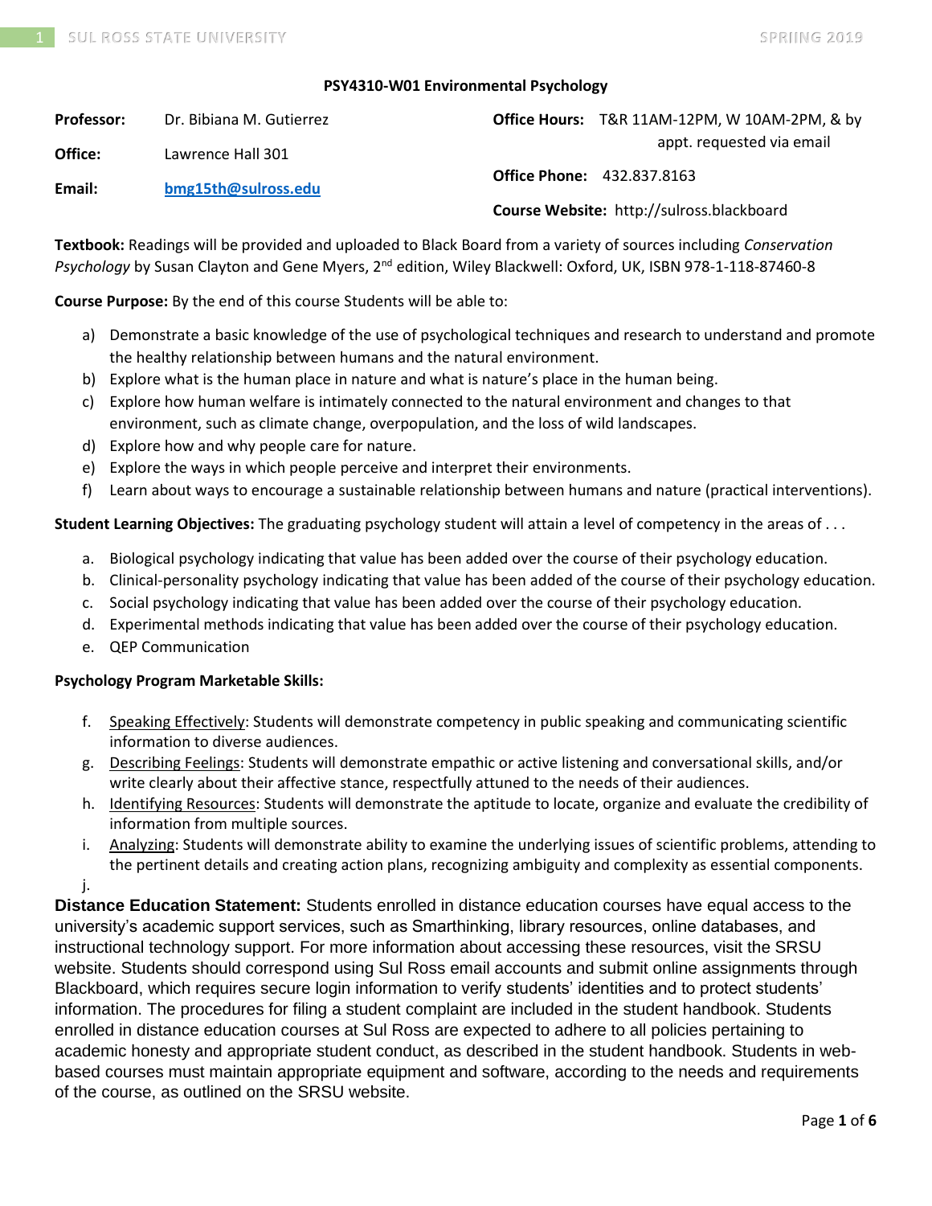**PSY4310-W01 Environmental Psychology**

**Professor:** Dr. Bibiana M. Gutierrez

**Office:** Lawrence Hall 301

**Email:** [bmg15th@sulross.edu](mailto:bmg15th@sulross.edu)

**Office Hours:** T&R 11AM-12PM, W 10AM-2PM, & by appt. requested via email

**Office Phone:** 432.837.8163

**Course Website:** http://sulross.blackboard

**Textbook:** Readings will be provided and uploaded to Black Board from a variety of sources including *Conservation Psychology* by Susan Clayton and Gene Myers, 2nd edition, Wiley Blackwell: Oxford, UK, ISBN 978-1-118-87460-8

**Course Purpose:** By the end of this course Students will be able to:

a) Demonstrate a basic knowledge of the use of psychological techniques and research to understand and promote the healthy relationship between humans and the natural environment.
b) Explore what is the human place in nature and what is nature's place in the human being.
c) Explore how human welfare is intimately connected to the natural environment and changes to that environment, such as climate change, overpopulation, and the loss of wild landscapes.
d) Explore how and why people care for nature.
e) Explore the ways in which people perceive and interpret their environments.
f) Learn about ways to encourage a sustainable relationship between humans and nature (practical interventions).

**Student Learning Objectives:** The graduating psychology student will attain a level of competency in the areas of . . .

a. Biological psychology indicating that value has been added over the course of their psychology education.
b. Clinical-personality psychology indicating that value has been added of the course of their psychology education.
c. Social psychology indicating that value has been added over the course of their psychology education.
d. Experimental methods indicating that value has been added over the course of their psychology education.
e. QEP Communication

**Psychology Program Marketable Skills:**

f. Speaking Effectively: Students will demonstrate competency in public speaking and communicating scientific information to diverse audiences.
g. Describing Feelings: Students will demonstrate empathic or active listening and conversational skills, and/or write clearly about their affective stance, respectfully attuned to the needs of their audiences.
h. Identifying Resources: Students will demonstrate the aptitude to locate, organize and evaluate the credibility of information from multiple sources.
i. Analyzing: Students will demonstrate ability to examine the underlying issues of scientific problems, attending to the pertinent details and creating action plans, recognizing ambiguity and complexity as essential components.
j.

**Distance Education Statement:** Students enrolled in distance education courses have equal access to the university's academic support services, such as Smarthinking, library resources, online databases, and instructional technology support. For more information about accessing these resources, visit the SRSU website. Students should correspond using Sul Ross email accounts and submit online assignments through Blackboard, which requires secure login information to verify students' identities and to protect students' information. The procedures for filing a student complaint are included in the student handbook. Students enrolled in distance education courses at Sul Ross are expected to adhere to all policies pertaining to academic honesty and appropriate student conduct, as described in the student handbook. Students in web-based courses must maintain appropriate equipment and software, according to the needs and requirements of the course, as outlined on the SRSU website.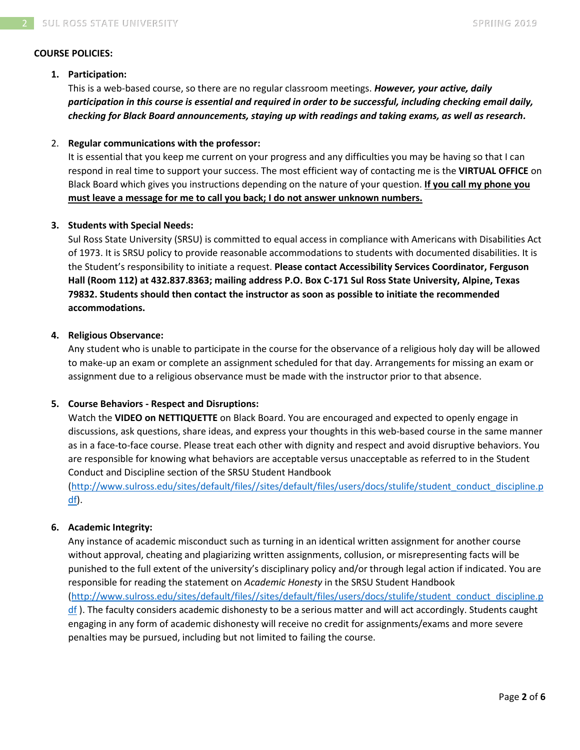**COURSE POLICIES:**

1. **Participation:**
   This is a web-based course, so there are no regular classroom meetings. ***However, your active, daily participation in this course is essential and required in order to be successful, including checking email daily, checking for Black Board announcements, staying up with readings and taking exams, as well as research.***

2. **Regular communications with the professor:**
   It is essential that you keep me current on your progress and any difficulties you may be having so that I can respond in real time to support your success. The most efficient way of contacting me is the **VIRTUAL OFFICE** on Black Board which gives you instructions depending on the nature of your question. **If you call my phone you must leave a message for me to call you back; I do not answer unknown numbers.**

3. **Students with Special Needs:**
   Sul Ross State University (SRSU) is committed to equal access in compliance with Americans with Disabilities Act of 1973. It is SRSU policy to provide reasonable accommodations to students with documented disabilities. It is the Student's responsibility to initiate a request. **Please contact Accessibility Services Coordinator, Ferguson Hall (Room 112) at 432.837.8363; mailing address P.O. Box C-171 Sul Ross State University, Alpine, Texas 79832. Students should then contact the instructor as soon as possible to initiate the recommended accommodations.**

4. **Religious Observance:**
   Any student who is unable to participate in the course for the observance of a religious holy day will be allowed to make-up an exam or complete an assignment scheduled for that day. Arrangements for missing an exam or assignment due to a religious observance must be made with the instructor prior to that absence.

5. **Course Behaviors - Respect and Disruptions:**
   Watch the **VIDEO on NETTIQUETTE** on Black Board. You are encouraged and expected to openly engage in discussions, ask questions, share ideas, and express your thoughts in this web-based course in the same manner as in a face-to-face course. Please treat each other with dignity and respect and avoid disruptive behaviors. You are responsible for knowing what behaviors are acceptable versus unacceptable as referred to in the Student Conduct and Discipline section of the SRSU Student Handbook (http://www.sulross.edu/sites/default/files//sites/default/files/users/docs/stulife/student_conduct_discipline.pdf).

6. **Academic Integrity:**
   Any instance of academic misconduct such as turning in an identical written assignment for another course without approval, cheating and plagiarizing written assignments, collusion, or misrepresenting facts will be punished to the full extent of the university's disciplinary policy and/or through legal action if indicated. You are responsible for reading the statement on *Academic Honesty* in the SRSU Student Handbook (http://www.sulross.edu/sites/default/files//sites/default/files/users/docs/stulife/student_conduct_discipline.pdf ). The faculty considers academic dishonesty to be a serious matter and will act accordingly. Students caught engaging in any form of academic dishonesty will receive no credit for assignments/exams and more severe penalties may be pursued, including but not limited to failing the course.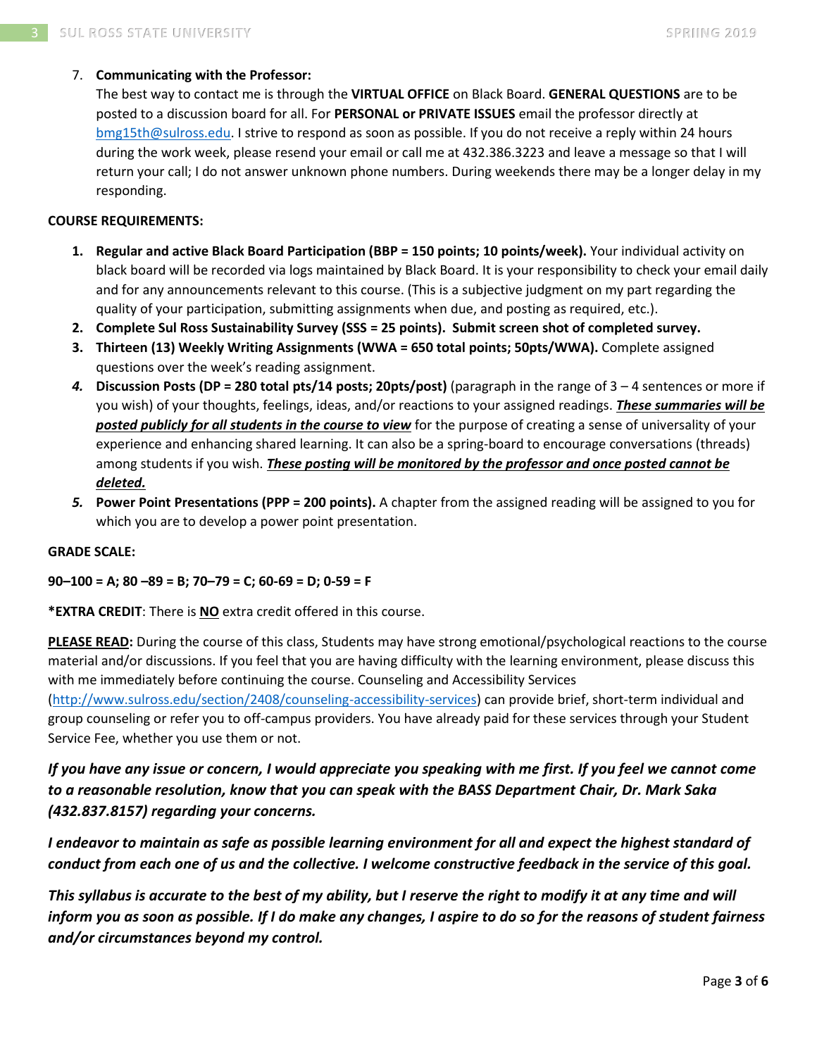7. **Communicating with the Professor:**
   The best way to contact me is through the **VIRTUAL OFFICE** on Black Board. **GENERAL QUESTIONS** are to be posted to a discussion board for all. For **PERSONAL or PRIVATE ISSUES** email the professor directly at bmg15th@sulross.edu. I strive to respond as soon as possible. If you do not receive a reply within 24 hours during the work week, please resend your email or call me at 432.386.3223 and leave a message so that I will return your call; I do not answer unknown phone numbers. During weekends there may be a longer delay in my responding.

**COURSE REQUIREMENTS:**

1. **Regular and active Black Board Participation (BBP = 150 points; 10 points/week).** Your individual activity on black board will be recorded via logs maintained by Black Board. It is your responsibility to check your email daily and for any announcements relevant to this course. (This is a subjective judgment on my part regarding the quality of your participation, submitting assignments when due, and posting as required, etc.).
2. **Complete Sul Ross Sustainability Survey (SSS = 25 points). Submit screen shot of completed survey.**
3. **Thirteen (13) Weekly Writing Assignments (WWA = 650 total points; 50pts/WWA).** Complete assigned questions over the week's reading assignment.
4. **Discussion Posts (DP = 280 total pts/14 posts; 20pts/post)** (paragraph in the range of 3 – 4 sentences or more if you wish) of your thoughts, feelings, ideas, and/or reactions to your assigned readings. ***<u>These summaries will be posted publicly for all students in the course to view</u>*** for the purpose of creating a sense of universality of your experience and enhancing shared learning. It can also be a spring-board to encourage conversations (threads) among students if you wish. ***<u>These posting will be monitored by the professor and once posted cannot be deleted.</u>***
5. **Power Point Presentations (PPP = 200 points).** A chapter from the assigned reading will be assigned to you for which you are to develop a power point presentation.

**GRADE SCALE:**

**90–100 = A; 80 –89 = B; 70–79 = C; 60-69 = D; 0-59 = F**

***EXTRA CREDIT**: There is **<u>NO</u>** extra credit offered in this course.

**<u>PLEASE READ</u>:** During the course of this class, Students may have strong emotional/psychological reactions to the course material and/or discussions. If you feel that you are having difficulty with the learning environment, please discuss this with me immediately before continuing the course. Counseling and Accessibility Services (http://www.sulross.edu/section/2408/counseling-accessibility-services) can provide brief, short-term individual and group counseling or refer you to off-campus providers. You have already paid for these services through your Student Service Fee, whether you use them or not.

***If you have any issue or concern, I would appreciate you speaking with me first. If you feel we cannot come to a reasonable resolution, know that you can speak with the BASS Department Chair, Dr. Mark Saka (432.837.8157) regarding your concerns.***

***I endeavor to maintain as safe as possible learning environment for all and expect the highest standard of conduct from each one of us and the collective. I welcome constructive feedback in the service of this goal.***

***This syllabus is accurate to the best of my ability, but I reserve the right to modify it at any time and will inform you as soon as possible. If I do make any changes, I aspire to do so for the reasons of student fairness and/or circumstances beyond my control.***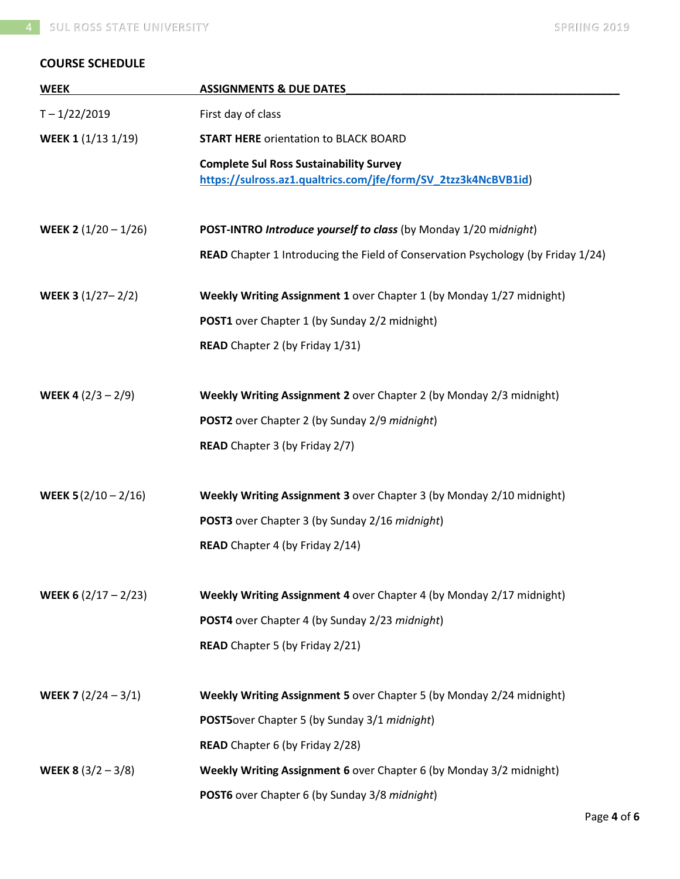## COURSE SCHEDULE

| WEEK | ASSIGNMENTS & DUE DATES |
|---|---|
| T – 1/22/2019 | First day of class |
| **WEEK 1** (1/13 1/19) | **START HERE** orientation to BLACK BOARD<br><br>**Complete Sul Ross Sustainability Survey** [https://sulross.az1.qualtrics.com/jfe/form/SV_2tzz3k4NcBVB1id](https://sulross.az1.qualtrics.com/jfe/form/SV_2tzz3k4NcBVB1id)) |
| **WEEK 2** (1/20 – 1/26) | **POST-INTRO** ***Introduce yourself to class*** (by Monday 1/20 m*idnight*)<br><br>**READ** Chapter 1 Introducing the Field of Conservation Psychology (by Friday 1/24) |
| **WEEK 3** (1/27– 2/2) | **Weekly Writing Assignment 1** over Chapter 1 (by Monday 1/27 midnight)<br><br>**POST1** over Chapter 1 (by Sunday 2/2 midnight)<br><br>**READ** Chapter 2 (by Friday 1/31) |
| **WEEK 4** (2/3 – 2/9) | **Weekly Writing Assignment 2** over Chapter 2 (by Monday 2/3 midnight)<br><br>**POST2** over Chapter 2 (by Sunday 2/9 *midnight*)<br><br>**READ** Chapter 3 (by Friday 2/7) |
| **WEEK 5** (2/10 – 2/16) | **Weekly Writing Assignment 3** over Chapter 3 (by Monday 2/10 midnight)<br><br>**POST3** over Chapter 3 (by Sunday 2/16 *midnight*)<br><br>**READ** Chapter 4 (by Friday 2/14) |
| **WEEK 6** (2/17 – 2/23) | **Weekly Writing Assignment 4** over Chapter 4 (by Monday 2/17 midnight)<br><br>**POST4** over Chapter 4 (by Sunday 2/23 *midnight*)<br><br>**READ** Chapter 5 (by Friday 2/21) |
| **WEEK 7** (2/24 – 3/1) | **Weekly Writing Assignment 5** over Chapter 5 (by Monday 2/24 midnight)<br><br>**POST5**over Chapter 5 (by Sunday 3/1 *midnight*)<br><br>**READ** Chapter 6 (by Friday 2/28) |
| **WEEK 8** (3/2 – 3/8) | **Weekly Writing Assignment 6** over Chapter 6 (by Monday 3/2 midnight)<br><br>**POST6** over Chapter 6 (by Sunday 3/8 *midnight*) |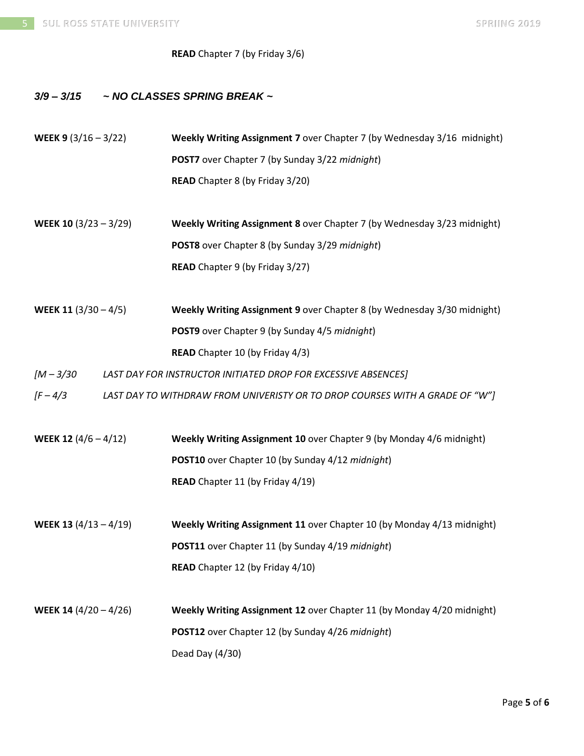**READ** Chapter 7 (by Friday 3/6)

***3/9 – 3/15 ~ NO CLASSES SPRING BREAK ~***

**WEEK 9** (3/16 – 3/22)

**Weekly Writing Assignment 7** over Chapter 7 (by Wednesday 3/16 midnight)

**POST7** over Chapter 7 (by Sunday 3/22 *midnight*)

**READ** Chapter 8 (by Friday 3/20)

**WEEK 10** (3/23 – 3/29)

**Weekly Writing Assignment 8** over Chapter 7 (by Wednesday 3/23 midnight)

**POST8** over Chapter 8 (by Sunday 3/29 *midnight*)

**READ** Chapter 9 (by Friday 3/27)

**WEEK 11** (3/30 – 4/5)

**Weekly Writing Assignment 9** over Chapter 8 (by Wednesday 3/30 midnight)

**POST9** over Chapter 9 (by Sunday 4/5 *midnight*)

**READ** Chapter 10 (by Friday 4/3)

*[M – 3/30 LAST DAY FOR INSTRUCTOR INITIATED DROP FOR EXCESSIVE ABSENCES]*

*[F – 4/3 LAST DAY TO WITHDRAW FROM UNIVERISTY OR TO DROP COURSES WITH A GRADE OF "W"]*

**WEEK 12** (4/6 – 4/12)

**Weekly Writing Assignment 10** over Chapter 9 (by Monday 4/6 midnight)

**POST10** over Chapter 10 (by Sunday 4/12 *midnight*)

**READ** Chapter 11 (by Friday 4/19)

**WEEK 13** (4/13 – 4/19)

**Weekly Writing Assignment 11** over Chapter 10 (by Monday 4/13 midnight)

**POST11** over Chapter 11 (by Sunday 4/19 *midnight*)

**READ** Chapter 12 (by Friday 4/10)

**WEEK 14** (4/20 – 4/26)

**Weekly Writing Assignment 12** over Chapter 11 (by Monday 4/20 midnight)

**POST12** over Chapter 12 (by Sunday 4/26 *midnight*)

Dead Day (4/30)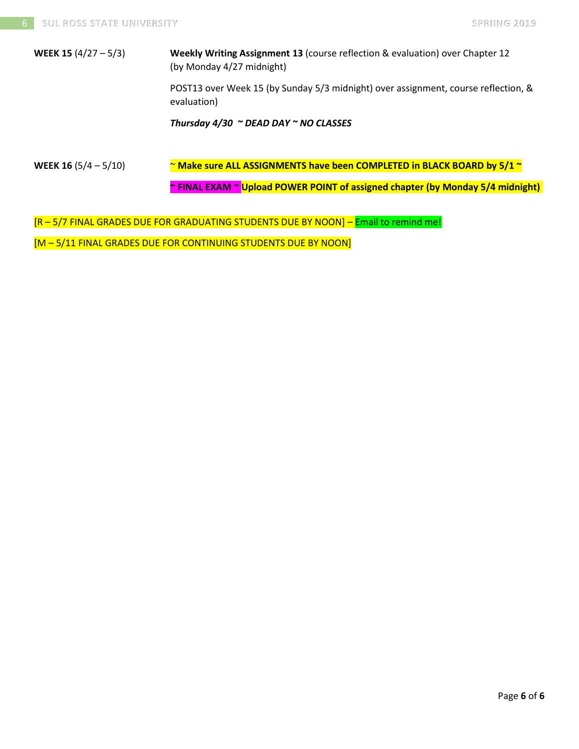**WEEK 15** (4/27 – 5/3)

**Weekly Writing Assignment 13** (course reflection & evaluation) over Chapter 12 (by Monday 4/27 midnight)

POST13 over Week 15 (by Sunday 5/3 midnight) over assignment, course reflection, & evaluation)

***Thursday 4/30 ~ DEAD DAY ~ NO CLASSES***

**WEEK 16** (5/4 – 5/10)

**~ Make sure ALL ASSIGNMENTS have been COMPLETED in BLACK BOARD by 5/1 ~**

**~ FINAL EXAM ~ Upload POWER POINT of assigned chapter (by Monday 5/4 midnight)**

[R – 5/7 FINAL GRADES DUE FOR GRADUATING STUDENTS DUE BY NOON] – Email to remind me!

[M – 5/11 FINAL GRADES DUE FOR CONTINUING STUDENTS DUE BY NOON]